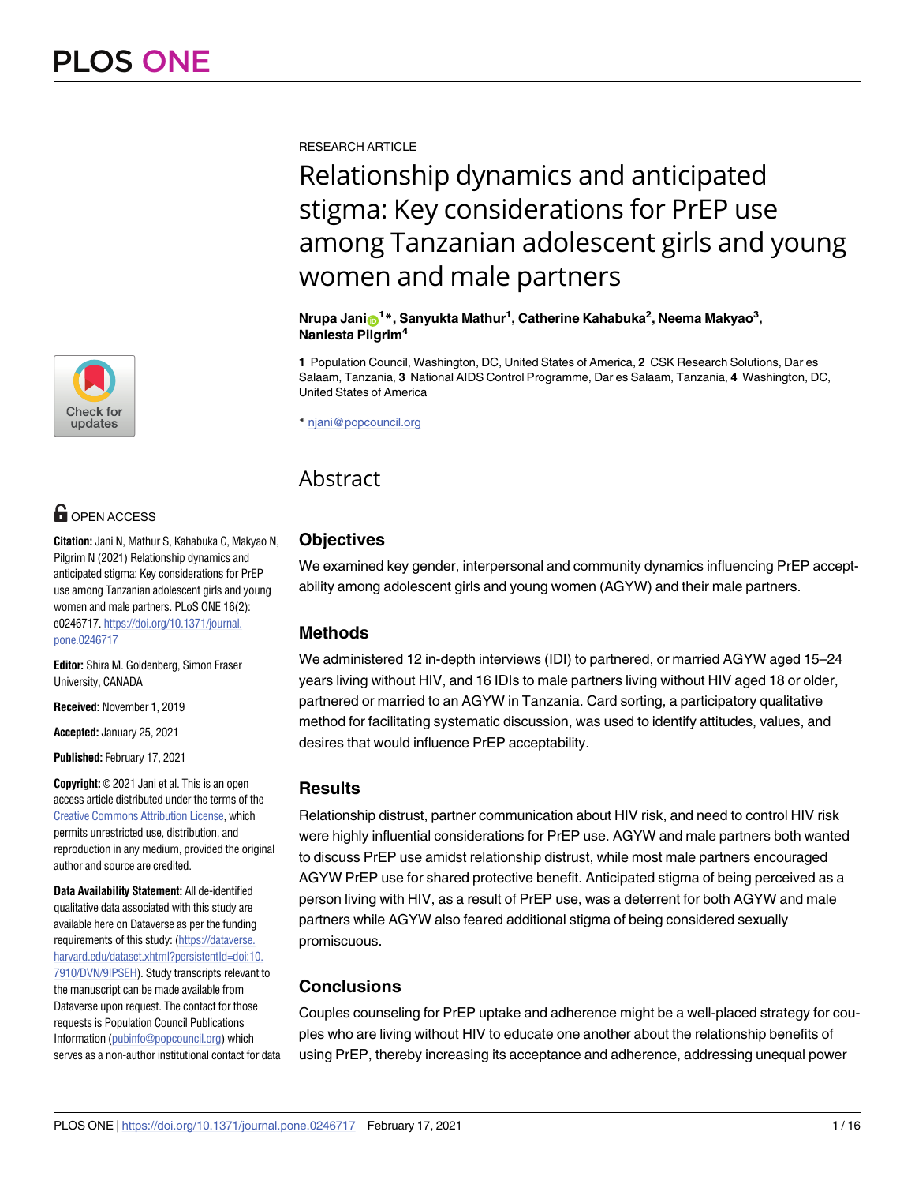RESEARCH ARTICLE

# Relationship dynamics and anticipated stigma: Key considerations for PrEP use among Tanzanian adolescent girls and young women and male partners

**Nrupa Jani[1]*, Sanyukta Mathur[1], Catherine Kahabuka[2], Neema Makyao[3], Nanlesta Pilgrim[4]**

**1** Population Council, Washington, DC, United States of America, **2** CSK Research Solutions, Dar es Salaam, Tanzania, **3** National AIDS Control Programme, Dar es Salaam, Tanzania, **4** Washington, DC, United States of America

* njani@popcouncil.org

OPEN ACCESS

**Citation:** Jani N, Mathur S, Kahabuka C, Makyao N, Pilgrim N (2021) Relationship dynamics and anticipated stigma: Key considerations for PrEP use among Tanzanian adolescent girls and young women and male partners. PLoS ONE 16(2): e0246717. https://doi.org/10.1371/journal.pone.0246717

**Editor:** Shira M. Goldenberg, Simon Fraser University, CANADA

**Received:** November 1, 2019

**Accepted:** January 25, 2021

**Published:** February 17, 2021

**Copyright:** © 2021 Jani et al. This is an open access article distributed under the terms of the Creative Commons Attribution License, which permits unrestricted use, distribution, and reproduction in any medium, provided the original author and source are credited.

**Data Availability Statement:** All de-identified qualitative data associated with this study are available here on Dataverse as per the funding requirements of this study: (https://dataverse.harvard.edu/dataset.xhtml?persistentId=doi:10.7910/DVN/9IPSEH). Study transcripts relevant to the manuscript can be made available from Dataverse upon request. The contact for those requests is Population Council Publications Information (pubinfo@popcouncil.org) which serves as a non-author institutional contact for data

## Abstract

### Objectives

We examined key gender, interpersonal and community dynamics influencing PrEP acceptability among adolescent girls and young women (AGYW) and their male partners.

### Methods

We administered 12 in-depth interviews (IDI) to partnered, or married AGYW aged 15–24 years living without HIV, and 16 IDIs to male partners living without HIV aged 18 or older, partnered or married to an AGYW in Tanzania. Card sorting, a participatory qualitative method for facilitating systematic discussion, was used to identify attitudes, values, and desires that would influence PrEP acceptability.

### Results

Relationship distrust, partner communication about HIV risk, and need to control HIV risk were highly influential considerations for PrEP use. AGYW and male partners both wanted to discuss PrEP use amidst relationship distrust, while most male partners encouraged AGYW PrEP use for shared protective benefit. Anticipated stigma of being perceived as a person living with HIV, as a result of PrEP use, was a deterrent for both AGYW and male partners while AGYW also feared additional stigma of being considered sexually promiscuous.

### Conclusions

Couples counseling for PrEP uptake and adherence might be a well-placed strategy for couples who are living without HIV to educate one another about the relationship benefits of using PrEP, thereby increasing its acceptance and adherence, addressing unequal power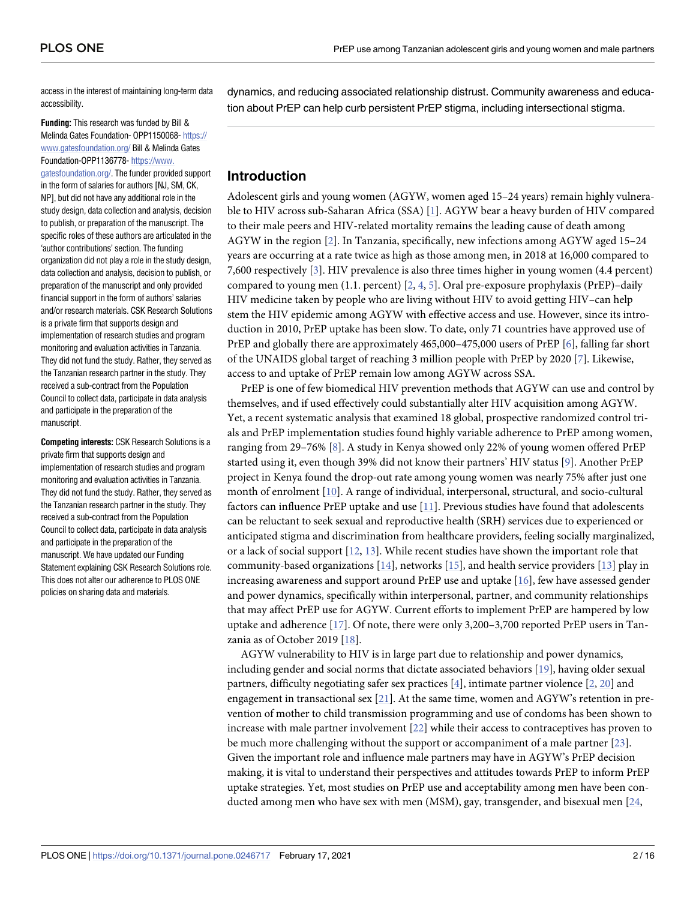access in the interest of maintaining long-term data accessibility.

**Funding:** This research was funded by Bill & Melinda Gates Foundation- OPP1150068- https://www.gatesfoundation.org/ Bill & Melinda Gates Foundation-OPP1136778- https://www.gatesfoundation.org/. The funder provided support in the form of salaries for authors [NJ, SM, CK, NP], but did not have any additional role in the study design, data collection and analysis, decision to publish, or preparation of the manuscript. The specific roles of these authors are articulated in the 'author contributions' section. The funding organization did not play a role in the study design, data collection and analysis, decision to publish, or preparation of the manuscript and only provided financial support in the form of authors' salaries and/or research materials. CSK Research Solutions is a private firm that supports design and implementation of research studies and program monitoring and evaluation activities in Tanzania. They did not fund the study. Rather, they served as the Tanzanian research partner in the study. They received a sub-contract from the Population Council to collect data, participate in data analysis and participate in the preparation of the manuscript.

**Competing interests:** CSK Research Solutions is a private firm that supports design and implementation of research studies and program monitoring and evaluation activities in Tanzania. They did not fund the study. Rather, they served as the Tanzanian research partner in the study. They received a sub-contract from the Population Council to collect data, participate in data analysis and participate in the preparation of the manuscript. We have updated our Funding Statement explaining CSK Research Solutions role. This does not alter our adherence to PLOS ONE policies on sharing data and materials.

dynamics, and reducing associated relationship distrust. Community awareness and education about PrEP can help curb persistent PrEP stigma, including intersectional stigma.

## Introduction

Adolescent girls and young women (AGYW, women aged 15–24 years) remain highly vulnerable to HIV across sub-Saharan Africa (SSA) [1]. AGYW bear a heavy burden of HIV compared to their male peers and HIV-related mortality remains the leading cause of death among AGYW in the region [2]. In Tanzania, specifically, new infections among AGYW aged 15–24 years are occurring at a rate twice as high as those among men, in 2018 at 16,000 compared to 7,600 respectively [3]. HIV prevalence is also three times higher in young women (4.4 percent) compared to young men (1.1. percent) [2, 4, 5]. Oral pre-exposure prophylaxis (PrEP)–daily HIV medicine taken by people who are living without HIV to avoid getting HIV–can help stem the HIV epidemic among AGYW with effective access and use. However, since its introduction in 2010, PrEP uptake has been slow. To date, only 71 countries have approved use of PrEP and globally there are approximately 465,000–475,000 users of PrEP [6], falling far short of the UNAIDS global target of reaching 3 million people with PrEP by 2020 [7]. Likewise, access to and uptake of PrEP remain low among AGYW across SSA.

PrEP is one of few biomedical HIV prevention methods that AGYW can use and control by themselves, and if used effectively could substantially alter HIV acquisition among AGYW. Yet, a recent systematic analysis that examined 18 global, prospective randomized control trials and PrEP implementation studies found highly variable adherence to PrEP among women, ranging from 29–76% [8]. A study in Kenya showed only 22% of young women offered PrEP started using it, even though 39% did not know their partners' HIV status [9]. Another PrEP project in Kenya found the drop-out rate among young women was nearly 75% after just one month of enrolment [10]. A range of individual, interpersonal, structural, and socio-cultural factors can influence PrEP uptake and use [11]. Previous studies have found that adolescents can be reluctant to seek sexual and reproductive health (SRH) services due to experienced or anticipated stigma and discrimination from healthcare providers, feeling socially marginalized, or a lack of social support [12, 13]. While recent studies have shown the important role that community-based organizations [14], networks [15], and health service providers [13] play in increasing awareness and support around PrEP use and uptake [16], few have assessed gender and power dynamics, specifically within interpersonal, partner, and community relationships that may affect PrEP use for AGYW. Current efforts to implement PrEP are hampered by low uptake and adherence [17]. Of note, there were only 3,200–3,700 reported PrEP users in Tanzania as of October 2019 [18].

AGYW vulnerability to HIV is in large part due to relationship and power dynamics, including gender and social norms that dictate associated behaviors [19], having older sexual partners, difficulty negotiating safer sex practices [4], intimate partner violence [2, 20] and engagement in transactional sex [21]. At the same time, women and AGYW's retention in prevention of mother to child transmission programming and use of condoms has been shown to increase with male partner involvement [22] while their access to contraceptives has proven to be much more challenging without the support or accompaniment of a male partner [23]. Given the important role and influence male partners may have in AGYW's PrEP decision making, it is vital to understand their perspectives and attitudes towards PrEP to inform PrEP uptake strategies. Yet, most studies on PrEP use and acceptability among men have been conducted among men who have sex with men (MSM), gay, transgender, and bisexual men [24,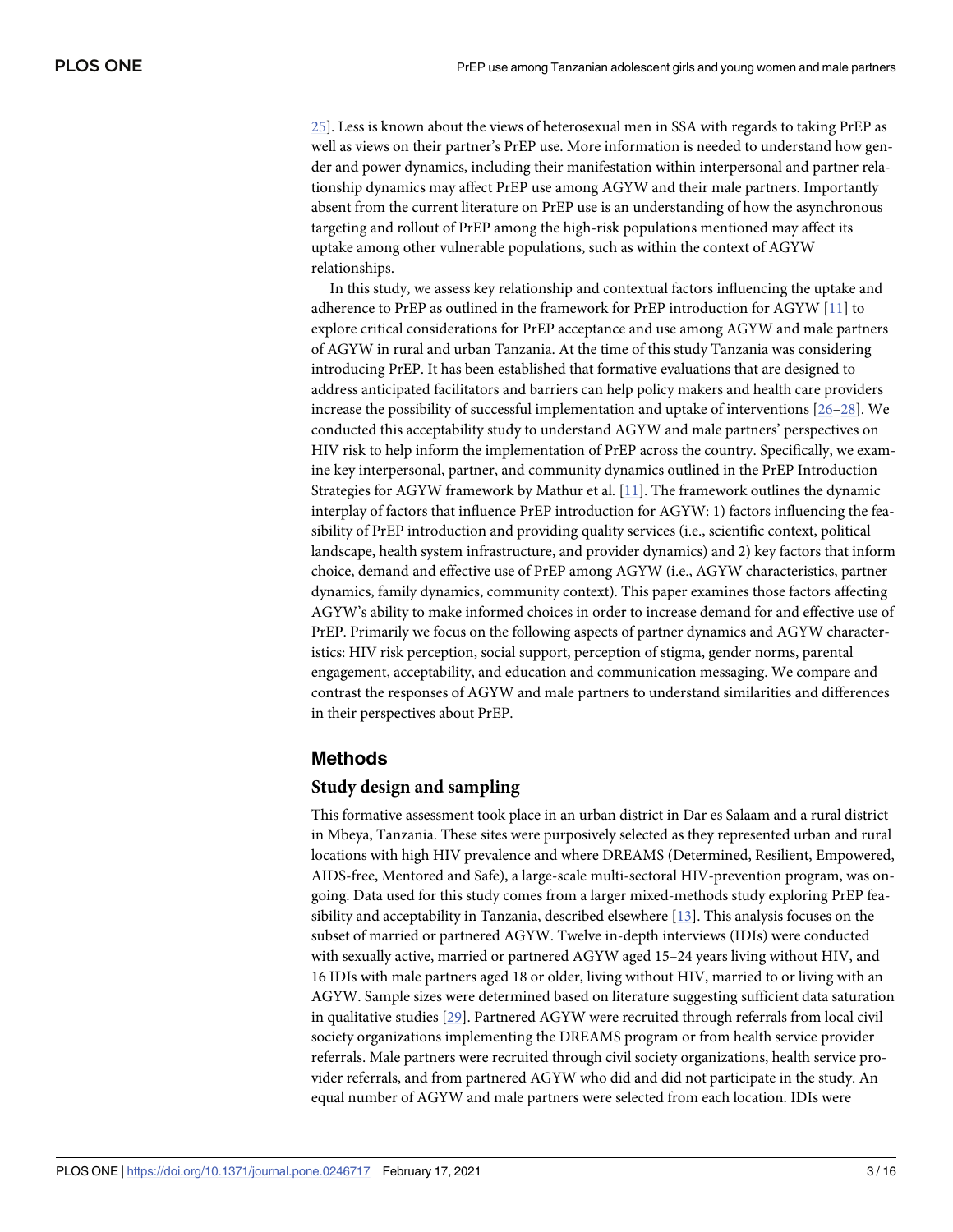25]. Less is known about the views of heterosexual men in SSA with regards to taking PrEP as well as views on their partner's PrEP use. More information is needed to understand how gender and power dynamics, including their manifestation within interpersonal and partner relationship dynamics may affect PrEP use among AGYW and their male partners. Importantly absent from the current literature on PrEP use is an understanding of how the asynchronous targeting and rollout of PrEP among the high-risk populations mentioned may affect its uptake among other vulnerable populations, such as within the context of AGYW relationships.

In this study, we assess key relationship and contextual factors influencing the uptake and adherence to PrEP as outlined in the framework for PrEP introduction for AGYW [11] to explore critical considerations for PrEP acceptance and use among AGYW and male partners of AGYW in rural and urban Tanzania. At the time of this study Tanzania was considering introducing PrEP. It has been established that formative evaluations that are designed to address anticipated facilitators and barriers can help policy makers and health care providers increase the possibility of successful implementation and uptake of interventions [26–28]. We conducted this acceptability study to understand AGYW and male partners' perspectives on HIV risk to help inform the implementation of PrEP across the country. Specifically, we examine key interpersonal, partner, and community dynamics outlined in the PrEP Introduction Strategies for AGYW framework by Mathur et al. [11]. The framework outlines the dynamic interplay of factors that influence PrEP introduction for AGYW: 1) factors influencing the feasibility of PrEP introduction and providing quality services (i.e., scientific context, political landscape, health system infrastructure, and provider dynamics) and 2) key factors that inform choice, demand and effective use of PrEP among AGYW (i.e., AGYW characteristics, partner dynamics, family dynamics, community context). This paper examines those factors affecting AGYW's ability to make informed choices in order to increase demand for and effective use of PrEP. Primarily we focus on the following aspects of partner dynamics and AGYW characteristics: HIV risk perception, social support, perception of stigma, gender norms, parental engagement, acceptability, and education and communication messaging. We compare and contrast the responses of AGYW and male partners to understand similarities and differences in their perspectives about PrEP.

## Methods

### Study design and sampling

This formative assessment took place in an urban district in Dar es Salaam and a rural district in Mbeya, Tanzania. These sites were purposively selected as they represented urban and rural locations with high HIV prevalence and where DREAMS (Determined, Resilient, Empowered, AIDS-free, Mentored and Safe), a large-scale multi-sectoral HIV-prevention program, was ongoing. Data used for this study comes from a larger mixed-methods study exploring PrEP feasibility and acceptability in Tanzania, described elsewhere [13]. This analysis focuses on the subset of married or partnered AGYW. Twelve in-depth interviews (IDIs) were conducted with sexually active, married or partnered AGYW aged 15–24 years living without HIV, and 16 IDIs with male partners aged 18 or older, living without HIV, married to or living with an AGYW. Sample sizes were determined based on literature suggesting sufficient data saturation in qualitative studies [29]. Partnered AGYW were recruited through referrals from local civil society organizations implementing the DREAMS program or from health service provider referrals. Male partners were recruited through civil society organizations, health service provider referrals, and from partnered AGYW who did and did not participate in the study. An equal number of AGYW and male partners were selected from each location. IDIs were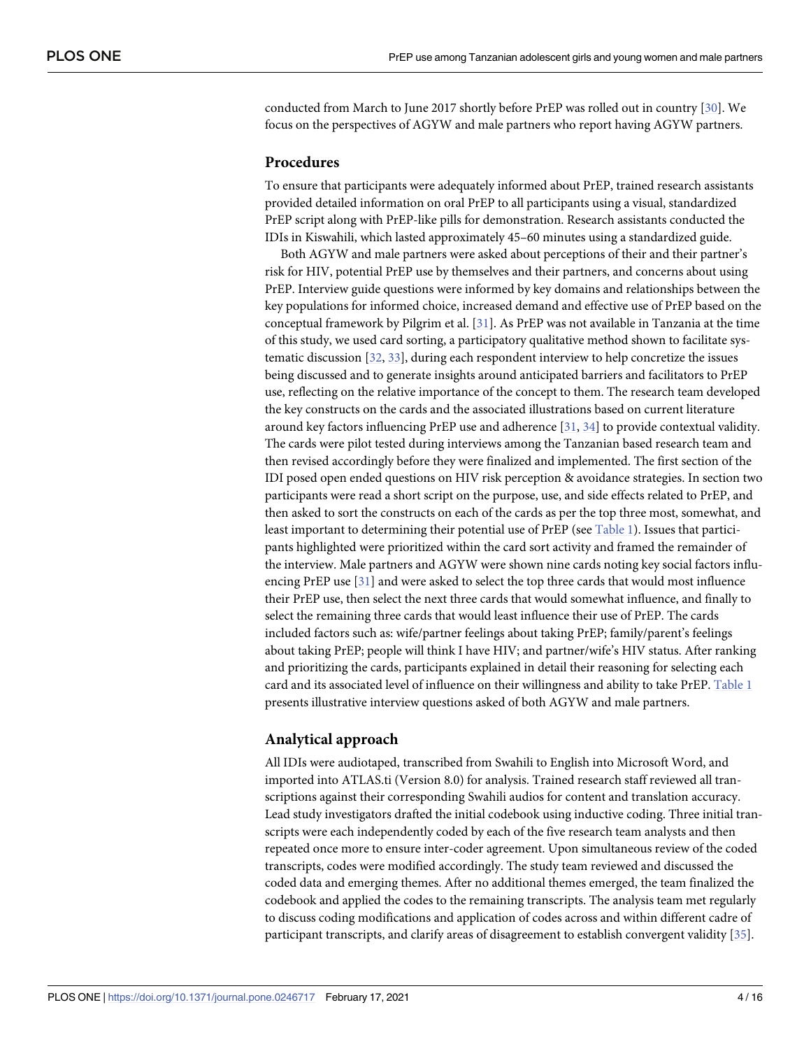conducted from March to June 2017 shortly before PrEP was rolled out in country [30]. We focus on the perspectives of AGYW and male partners who report having AGYW partners.

## Procedures

To ensure that participants were adequately informed about PrEP, trained research assistants provided detailed information on oral PrEP to all participants using a visual, standardized PrEP script along with PrEP-like pills for demonstration. Research assistants conducted the IDIs in Kiswahili, which lasted approximately 45–60 minutes using a standardized guide.

Both AGYW and male partners were asked about perceptions of their and their partner's risk for HIV, potential PrEP use by themselves and their partners, and concerns about using PrEP. Interview guide questions were informed by key domains and relationships between the key populations for informed choice, increased demand and effective use of PrEP based on the conceptual framework by Pilgrim et al. [31]. As PrEP was not available in Tanzania at the time of this study, we used card sorting, a participatory qualitative method shown to facilitate systematic discussion [32, 33], during each respondent interview to help concretize the issues being discussed and to generate insights around anticipated barriers and facilitators to PrEP use, reflecting on the relative importance of the concept to them. The research team developed the key constructs on the cards and the associated illustrations based on current literature around key factors influencing PrEP use and adherence [31, 34] to provide contextual validity. The cards were pilot tested during interviews among the Tanzanian based research team and then revised accordingly before they were finalized and implemented. The first section of the IDI posed open ended questions on HIV risk perception & avoidance strategies. In section two participants were read a short script on the purpose, use, and side effects related to PrEP, and then asked to sort the constructs on each of the cards as per the top three most, somewhat, and least important to determining their potential use of PrEP (see Table 1). Issues that participants highlighted were prioritized within the card sort activity and framed the remainder of the interview. Male partners and AGYW were shown nine cards noting key social factors influencing PrEP use [31] and were asked to select the top three cards that would most influence their PrEP use, then select the next three cards that would somewhat influence, and finally to select the remaining three cards that would least influence their use of PrEP. The cards included factors such as: wife/partner feelings about taking PrEP; family/parent's feelings about taking PrEP; people will think I have HIV; and partner/wife's HIV status. After ranking and prioritizing the cards, participants explained in detail their reasoning for selecting each card and its associated level of influence on their willingness and ability to take PrEP. Table 1 presents illustrative interview questions asked of both AGYW and male partners.

## Analytical approach

All IDIs were audiotaped, transcribed from Swahili to English into Microsoft Word, and imported into ATLAS.ti (Version 8.0) for analysis. Trained research staff reviewed all transcriptions against their corresponding Swahili audios for content and translation accuracy. Lead study investigators drafted the initial codebook using inductive coding. Three initial transcripts were each independently coded by each of the five research team analysts and then repeated once more to ensure inter-coder agreement. Upon simultaneous review of the coded transcripts, codes were modified accordingly. The study team reviewed and discussed the coded data and emerging themes. After no additional themes emerged, the team finalized the codebook and applied the codes to the remaining transcripts. The analysis team met regularly to discuss coding modifications and application of codes across and within different cadre of participant transcripts, and clarify areas of disagreement to establish convergent validity [35].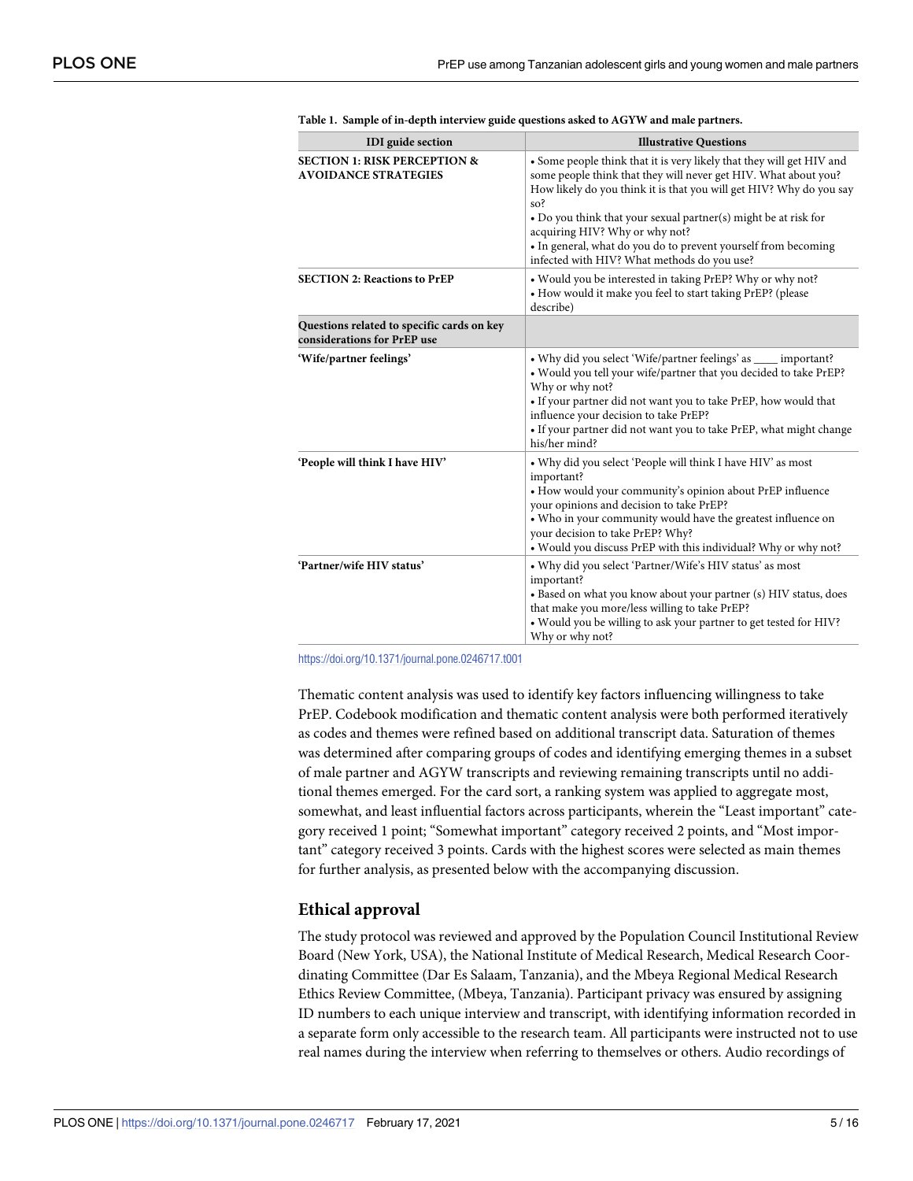**Table 1. Sample of in-depth interview guide questions asked to AGYW and male partners.**

| IDI guide section | Illustrative Questions |
| --- | --- |
| **SECTION 1: RISK PERCEPTION & AVOIDANCE STRATEGIES** | • Some people think that it is very likely that they will get HIV and some people think that they will never get HIV. What about you? How likely do you think it is that you will get HIV? Why do you say so?<br>• Do you think that your sexual partner(s) might be at risk for acquiring HIV? Why or why not?<br>• In general, what do you do to prevent yourself from becoming infected with HIV? What methods do you use? |
| **SECTION 2: Reactions to PrEP** | • Would you be interested in taking PrEP? Why or why not?<br>• How would it make you feel to start taking PrEP? (please describe) |
| **Questions related to specific cards on key considerations for PrEP use** | |
| **'Wife/partner feelings'** | • Why did you select 'Wife/partner feelings' as ____ important?<br>• Would you tell your wife/partner that you decided to take PrEP? Why or why not?<br>• If your partner did not want you to take PrEP, how would that influence your decision to take PrEP?<br>• If your partner did not want you to take PrEP, what might change his/her mind? |
| **'People will think I have HIV'** | • Why did you select 'People will think I have HIV' as most important?<br>• How would your community's opinion about PrEP influence your opinions and decision to take PrEP?<br>• Who in your community would have the greatest influence on your decision to take PrEP? Why?<br>• Would you discuss PrEP with this individual? Why or why not? |
| **'Partner/wife HIV status'** | • Why did you select 'Partner/Wife's HIV status' as most important?<br>• Based on what you know about your partner (s) HIV status, does that make you more/less willing to take PrEP?<br>• Would you be willing to ask your partner to get tested for HIV? Why or why not? |

https://doi.org/10.1371/journal.pone.0246717.t001

Thematic content analysis was used to identify key factors influencing willingness to take PrEP. Codebook modification and thematic content analysis were both performed iteratively as codes and themes were refined based on additional transcript data. Saturation of themes was determined after comparing groups of codes and identifying emerging themes in a subset of male partner and AGYW transcripts and reviewing remaining transcripts until no additional themes emerged. For the card sort, a ranking system was applied to aggregate most, somewhat, and least influential factors across participants, wherein the "Least important" category received 1 point; "Somewhat important" category received 2 points, and "Most important" category received 3 points. Cards with the highest scores were selected as main themes for further analysis, as presented below with the accompanying discussion.

## Ethical approval

The study protocol was reviewed and approved by the Population Council Institutional Review Board (New York, USA), the National Institute of Medical Research, Medical Research Coordinating Committee (Dar Es Salaam, Tanzania), and the Mbeya Regional Medical Research Ethics Review Committee, (Mbeya, Tanzania). Participant privacy was ensured by assigning ID numbers to each unique interview and transcript, with identifying information recorded in a separate form only accessible to the research team. All participants were instructed not to use real names during the interview when referring to themselves or others. Audio recordings of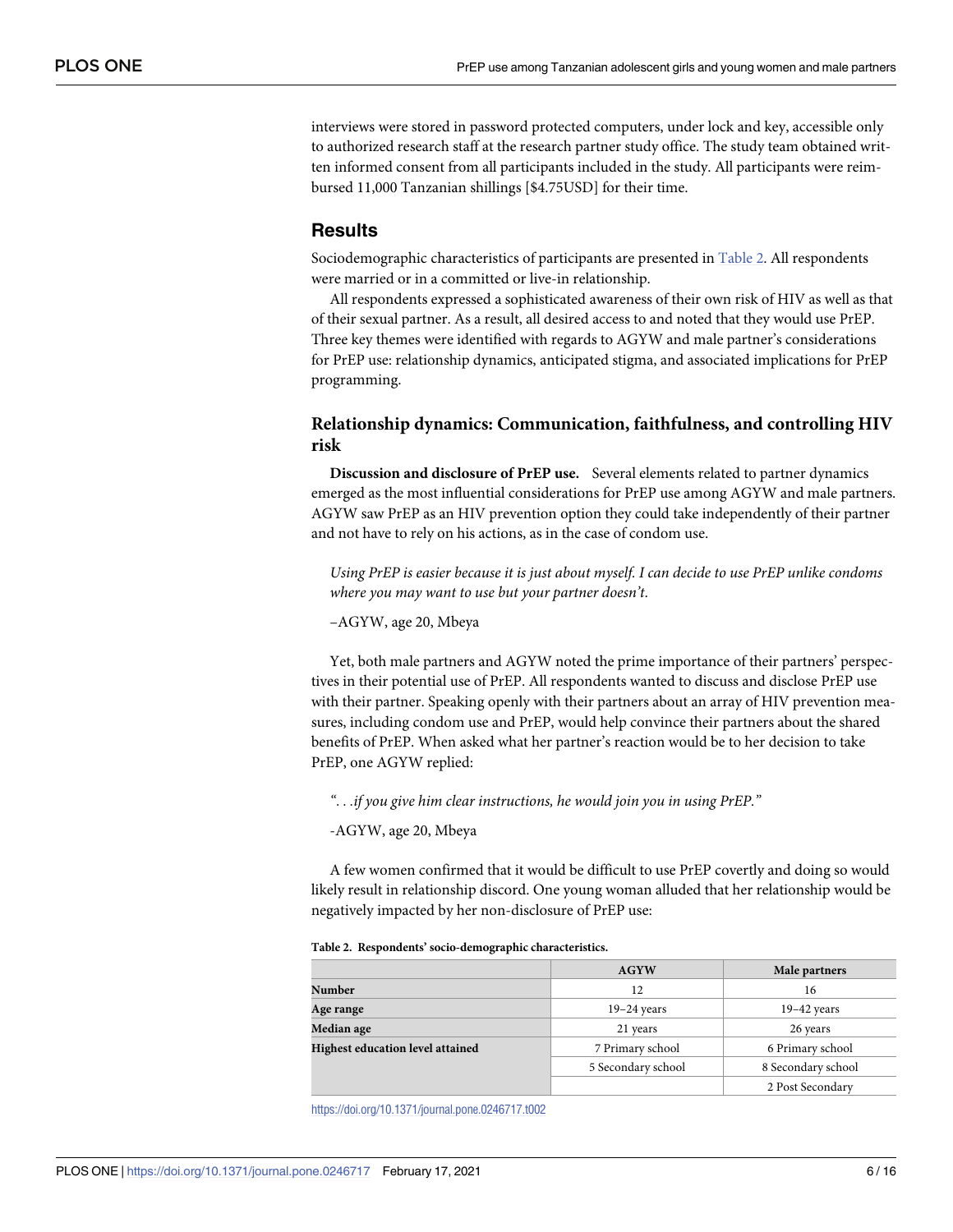interviews were stored in password protected computers, under lock and key, accessible only to authorized research staff at the research partner study office. The study team obtained written informed consent from all participants included in the study. All participants were reimbursed 11,000 Tanzanian shillings [$4.75USD] for their time.

## Results

Sociodemographic characteristics of participants are presented in Table 2. All respondents were married or in a committed or live-in relationship.

All respondents expressed a sophisticated awareness of their own risk of HIV as well as that of their sexual partner. As a result, all desired access to and noted that they would use PrEP. Three key themes were identified with regards to AGYW and male partner's considerations for PrEP use: relationship dynamics, anticipated stigma, and associated implications for PrEP programming.

### Relationship dynamics: Communication, faithfulness, and controlling HIV risk

**Discussion and disclosure of PrEP use.** Several elements related to partner dynamics emerged as the most influential considerations for PrEP use among AGYW and male partners. AGYW saw PrEP as an HIV prevention option they could take independently of their partner and not have to rely on his actions, as in the case of condom use.

> *Using PrEP is easier because it is just about myself. I can decide to use PrEP unlike condoms where you may want to use but your partner doesn't.*
>
> –AGYW, age 20, Mbeya

Yet, both male partners and AGYW noted the prime importance of their partners' perspectives in their potential use of PrEP. All respondents wanted to discuss and disclose PrEP use with their partner. Speaking openly with their partners about an array of HIV prevention measures, including condom use and PrEP, would help convince their partners about the shared benefits of PrEP. When asked what her partner's reaction would be to her decision to take PrEP, one AGYW replied:

> *". . .if you give him clear instructions, he would join you in using PrEP."*
>
> -AGYW, age 20, Mbeya

A few women confirmed that it would be difficult to use PrEP covertly and doing so would likely result in relationship discord. One young woman alluded that her relationship would be negatively impacted by her non-disclosure of PrEP use:

**Table 2. Respondents' socio-demographic characteristics.**

| | AGYW | Male partners |
|---|---|---|
| **Number** | 12 | 16 |
| **Age range** | 19–24 years | 19–42 years |
| **Median age** | 21 years | 26 years |
| **Highest education level attained** | 7 Primary school | 6 Primary school |
| | 5 Secondary school | 8 Secondary school |
| | | 2 Post Secondary |

https://doi.org/10.1371/journal.pone.0246717.t002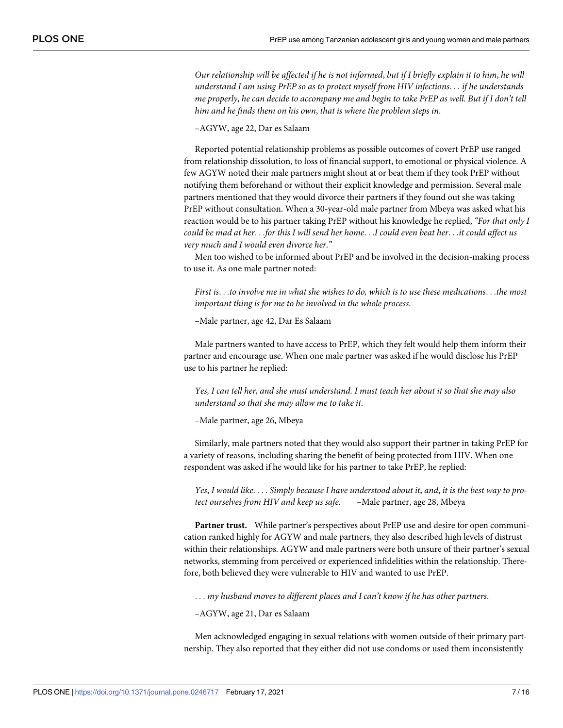*Our relationship will be affected if he is not informed, but if I briefly explain it to him, he will understand I am using PrEP so as to protect myself from HIV infections. . . if he understands me properly, he can decide to accompany me and begin to take PrEP as well. But if I don't tell him and he finds them on his own, that is where the problem steps in.*

–AGYW, age 22, Dar es Salaam

Reported potential relationship problems as possible outcomes of covert PrEP use ranged from relationship dissolution, to loss of financial support, to emotional or physical violence. A few AGYW noted their male partners might shout at or beat them if they took PrEP without notifying them beforehand or without their explicit knowledge and permission. Several male partners mentioned that they would divorce their partners if they found out she was taking PrEP without consultation. When a 30-year-old male partner from Mbeya was asked what his reaction would be to his partner taking PrEP without his knowledge he replied, *"For that only I could be mad at her. . .for this I will send her home. . .I could even beat her. . .it could affect us very much and I would even divorce her."*

Men too wished to be informed about PrEP and be involved in the decision-making process to use it. As one male partner noted:

*First is. . .to involve me in what she wishes to do, which is to use these medications. . .the most important thing is for me to be involved in the whole process.*

–Male partner, age 42, Dar Es Salaam

Male partners wanted to have access to PrEP, which they felt would help them inform their partner and encourage use. When one male partner was asked if he would disclose his PrEP use to his partner he replied:

*Yes, I can tell her, and she must understand. I must teach her about it so that she may also understand so that she may allow me to take it.*

–Male partner, age 26, Mbeya

Similarly, male partners noted that they would also support their partner in taking PrEP for a variety of reasons, including sharing the benefit of being protected from HIV. When one respondent was asked if he would like for his partner to take PrEP, he replied:

*Yes, I would like. . . . Simply because I have understood about it, and, it is the best way to protect ourselves from HIV and keep us safe.* –Male partner, age 28, Mbeya

**Partner trust.** While partner's perspectives about PrEP use and desire for open communication ranked highly for AGYW and male partners, they also described high levels of distrust within their relationships. AGYW and male partners were both unsure of their partner's sexual networks, stemming from perceived or experienced infidelities within the relationship. Therefore, both believed they were vulnerable to HIV and wanted to use PrEP.

*. . . my husband moves to different places and I can't know if he has other partners.*

–AGYW, age 21, Dar es Salaam

Men acknowledged engaging in sexual relations with women outside of their primary partnership. They also reported that they either did not use condoms or used them inconsistently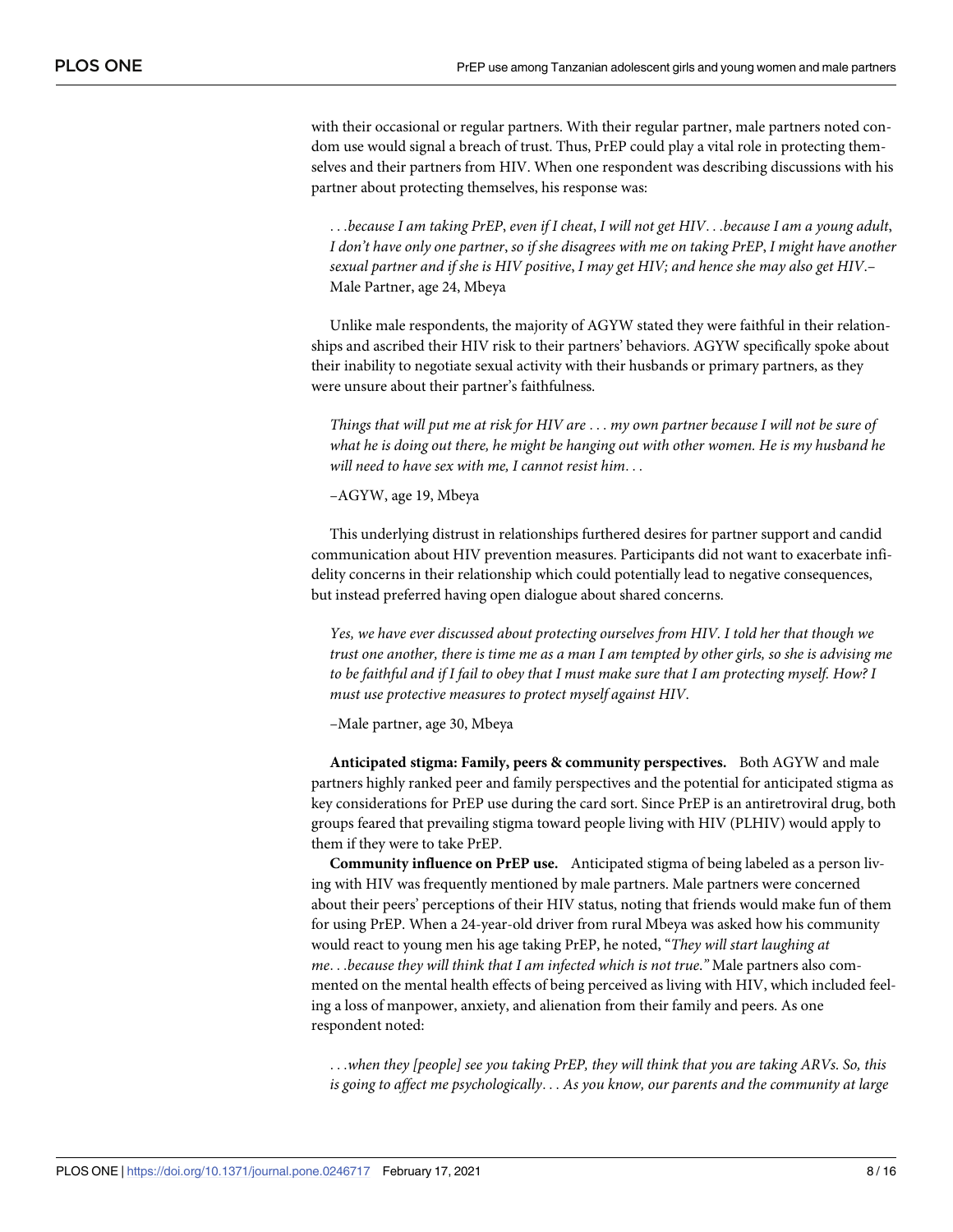with their occasional or regular partners. With their regular partner, male partners noted condom use would signal a breach of trust. Thus, PrEP could play a vital role in protecting themselves and their partners from HIV. When one respondent was describing discussions with his partner about protecting themselves, his response was:

> *. . .because I am taking PrEP, even if I cheat, I will not get HIV. . .because I am a young adult, I don't have only one partner, so if she disagrees with me on taking PrEP, I might have another sexual partner and if she is HIV positive, I may get HIV; and hence she may also get HIV*.–Male Partner, age 24, Mbeya

Unlike male respondents, the majority of AGYW stated they were faithful in their relationships and ascribed their HIV risk to their partners' behaviors. AGYW specifically spoke about their inability to negotiate sexual activity with their husbands or primary partners, as they were unsure about their partner's faithfulness.

> *Things that will put me at risk for HIV are . . . my own partner because I will not be sure of what he is doing out there, he might be hanging out with other women. He is my husband he will need to have sex with me, I cannot resist him. . .*
>
> –AGYW, age 19, Mbeya

This underlying distrust in relationships furthered desires for partner support and candid communication about HIV prevention measures. Participants did not want to exacerbate infidelity concerns in their relationship which could potentially lead to negative consequences, but instead preferred having open dialogue about shared concerns.

> *Yes, we have ever discussed about protecting ourselves from HIV. I told her that though we trust one another, there is time me as a man I am tempted by other girls, so she is advising me to be faithful and if I fail to obey that I must make sure that I am protecting myself. How? I must use protective measures to protect myself against HIV.*
>
> –Male partner, age 30, Mbeya

**Anticipated stigma: Family, peers & community perspectives.** Both AGYW and male partners highly ranked peer and family perspectives and the potential for anticipated stigma as key considerations for PrEP use during the card sort. Since PrEP is an antiretroviral drug, both groups feared that prevailing stigma toward people living with HIV (PLHIV) would apply to them if they were to take PrEP.

**Community influence on PrEP use.** Anticipated stigma of being labeled as a person living with HIV was frequently mentioned by male partners. Male partners were concerned about their peers' perceptions of their HIV status, noting that friends would make fun of them for using PrEP. When a 24-year-old driver from rural Mbeya was asked how his community would react to young men his age taking PrEP, he noted, "*They will start laughing at me. . .because they will think that I am infected which is not true.*" Male partners also commented on the mental health effects of being perceived as living with HIV, which included feeling a loss of manpower, anxiety, and alienation from their family and peers. As one respondent noted:

> *. . .when they [people] see you taking PrEP, they will think that you are taking ARVs. So, this is going to affect me psychologically. . . As you know, our parents and the community at large*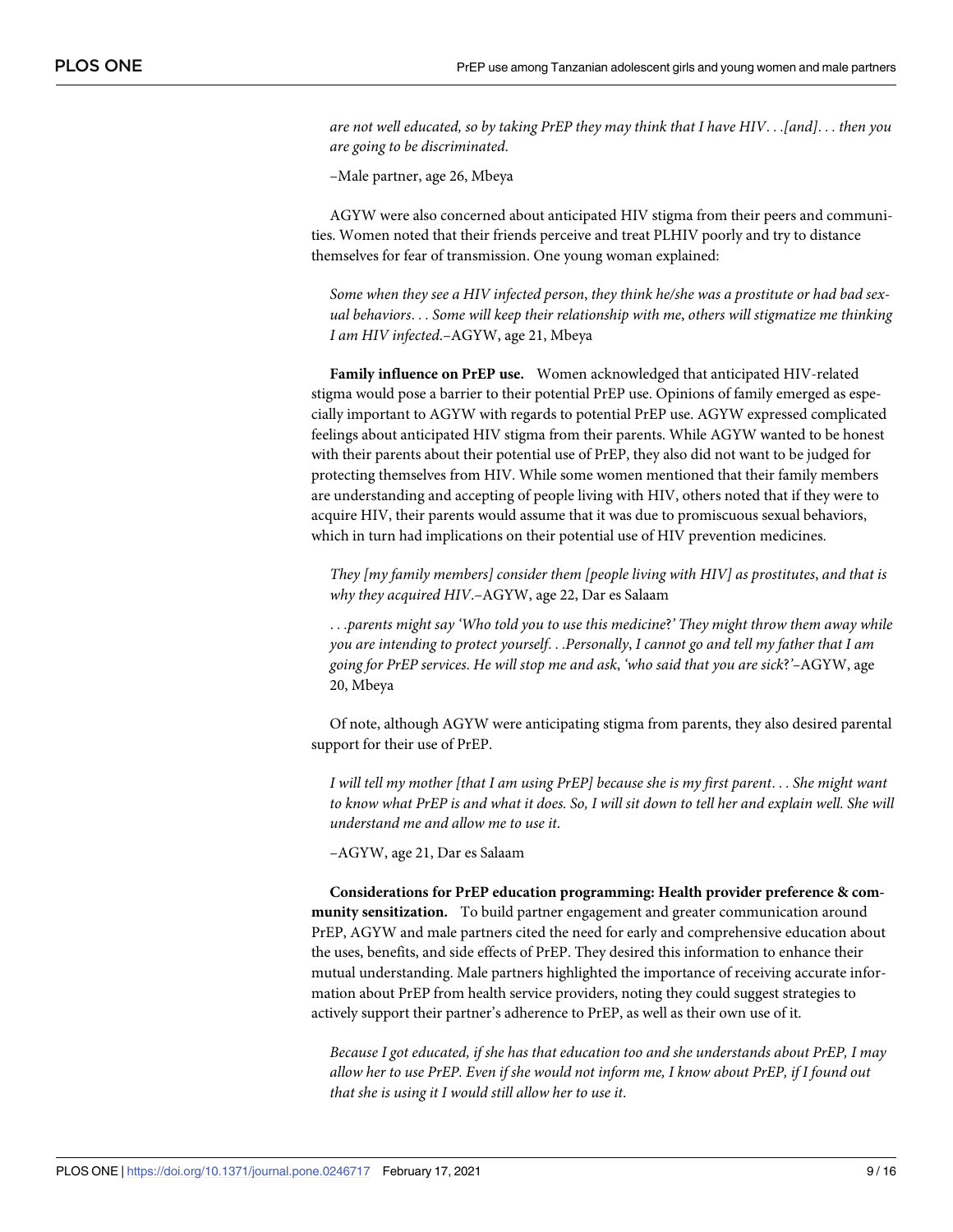*are not well educated, so by taking PrEP they may think that I have HIV. . .[and]. . . then you are going to be discriminated.*

–Male partner, age 26, Mbeya

AGYW were also concerned about anticipated HIV stigma from their peers and communities. Women noted that their friends perceive and treat PLHIV poorly and try to distance themselves for fear of transmission. One young woman explained:

*Some when they see a HIV infected person, they think he/she was a prostitute or had bad sexual behaviors. . . Some will keep their relationship with me, others will stigmatize me thinking I am HIV infected.*–AGYW, age 21, Mbeya

**Family influence on PrEP use.** Women acknowledged that anticipated HIV-related stigma would pose a barrier to their potential PrEP use. Opinions of family emerged as especially important to AGYW with regards to potential PrEP use. AGYW expressed complicated feelings about anticipated HIV stigma from their parents. While AGYW wanted to be honest with their parents about their potential use of PrEP, they also did not want to be judged for protecting themselves from HIV. While some women mentioned that their family members are understanding and accepting of people living with HIV, others noted that if they were to acquire HIV, their parents would assume that it was due to promiscuous sexual behaviors, which in turn had implications on their potential use of HIV prevention medicines.

*They [my family members] consider them [people living with HIV] as prostitutes, and that is why they acquired HIV.*–AGYW, age 22, Dar es Salaam

*. . .parents might say 'Who told you to use this medicine?' They might throw them away while you are intending to protect yourself. . .Personally, I cannot go and tell my father that I am going for PrEP services. He will stop me and ask, 'who said that you are sick?'*–AGYW, age 20, Mbeya

Of note, although AGYW were anticipating stigma from parents, they also desired parental support for their use of PrEP.

*I will tell my mother [that I am using PrEP] because she is my first parent. . . She might want to know what PrEP is and what it does. So, I will sit down to tell her and explain well. She will understand me and allow me to use it.*

–AGYW, age 21, Dar es Salaam

**Considerations for PrEP education programming: Health provider preference & community sensitization.** To build partner engagement and greater communication around PrEP, AGYW and male partners cited the need for early and comprehensive education about the uses, benefits, and side effects of PrEP. They desired this information to enhance their mutual understanding. Male partners highlighted the importance of receiving accurate information about PrEP from health service providers, noting they could suggest strategies to actively support their partner's adherence to PrEP, as well as their own use of it.

*Because I got educated, if she has that education too and she understands about PrEP, I may allow her to use PrEP. Even if she would not inform me, I know about PrEP, if I found out that she is using it I would still allow her to use it.*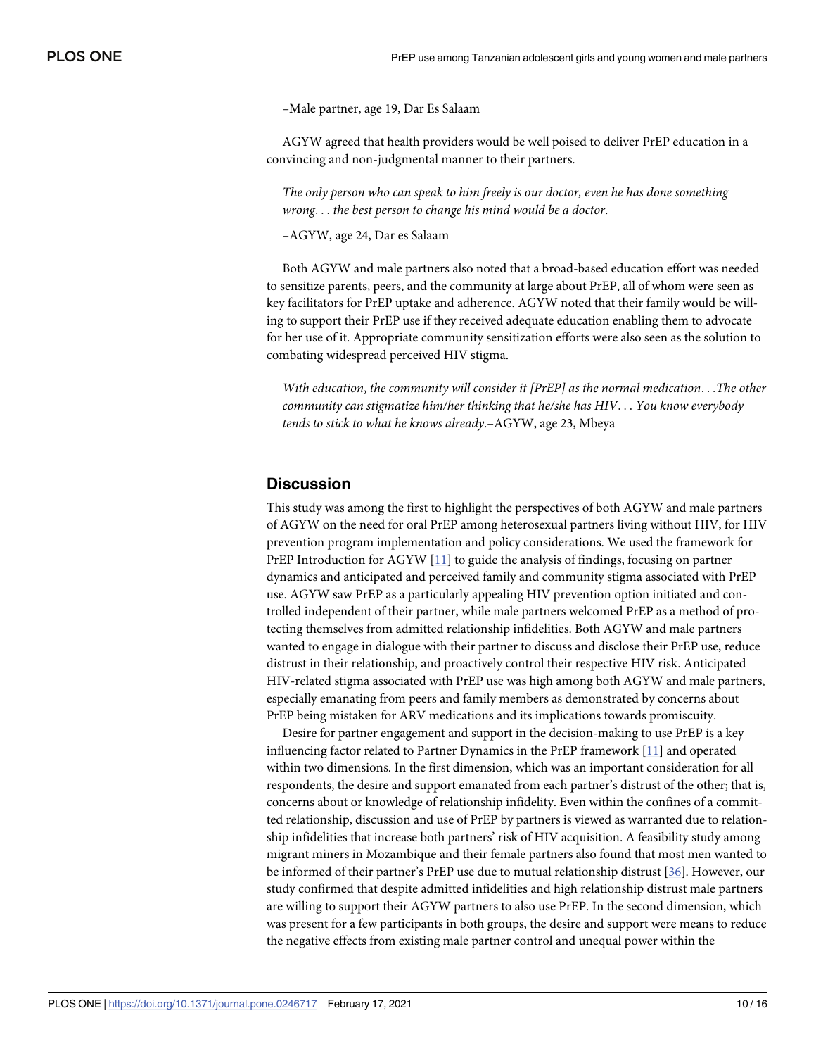–Male partner, age 19, Dar Es Salaam

AGYW agreed that health providers would be well poised to deliver PrEP education in a convincing and non-judgmental manner to their partners.

> *The only person who can speak to him freely is our doctor, even he has done something wrong. . . the best person to change his mind would be a doctor.*
>
> –AGYW, age 24, Dar es Salaam

Both AGYW and male partners also noted that a broad-based education effort was needed to sensitize parents, peers, and the community at large about PrEP, all of whom were seen as key facilitators for PrEP uptake and adherence. AGYW noted that their family would be willing to support their PrEP use if they received adequate education enabling them to advocate for her use of it. Appropriate community sensitization efforts were also seen as the solution to combating widespread perceived HIV stigma.

> *With education, the community will consider it [PrEP] as the normal medication. . .The other community can stigmatize him/her thinking that he/she has HIV. . . You know everybody tends to stick to what he knows already.*–AGYW, age 23, Mbeya

## Discussion

This study was among the first to highlight the perspectives of both AGYW and male partners of AGYW on the need for oral PrEP among heterosexual partners living without HIV, for HIV prevention program implementation and policy considerations. We used the framework for PrEP Introduction for AGYW [11] to guide the analysis of findings, focusing on partner dynamics and anticipated and perceived family and community stigma associated with PrEP use. AGYW saw PrEP as a particularly appealing HIV prevention option initiated and controlled independent of their partner, while male partners welcomed PrEP as a method of protecting themselves from admitted relationship infidelities. Both AGYW and male partners wanted to engage in dialogue with their partner to discuss and disclose their PrEP use, reduce distrust in their relationship, and proactively control their respective HIV risk. Anticipated HIV-related stigma associated with PrEP use was high among both AGYW and male partners, especially emanating from peers and family members as demonstrated by concerns about PrEP being mistaken for ARV medications and its implications towards promiscuity.

Desire for partner engagement and support in the decision-making to use PrEP is a key influencing factor related to Partner Dynamics in the PrEP framework [11] and operated within two dimensions. In the first dimension, which was an important consideration for all respondents, the desire and support emanated from each partner's distrust of the other; that is, concerns about or knowledge of relationship infidelity. Even within the confines of a committed relationship, discussion and use of PrEP by partners is viewed as warranted due to relationship infidelities that increase both partners' risk of HIV acquisition. A feasibility study among migrant miners in Mozambique and their female partners also found that most men wanted to be informed of their partner's PrEP use due to mutual relationship distrust [36]. However, our study confirmed that despite admitted infidelities and high relationship distrust male partners are willing to support their AGYW partners to also use PrEP. In the second dimension, which was present for a few participants in both groups, the desire and support were means to reduce the negative effects from existing male partner control and unequal power within the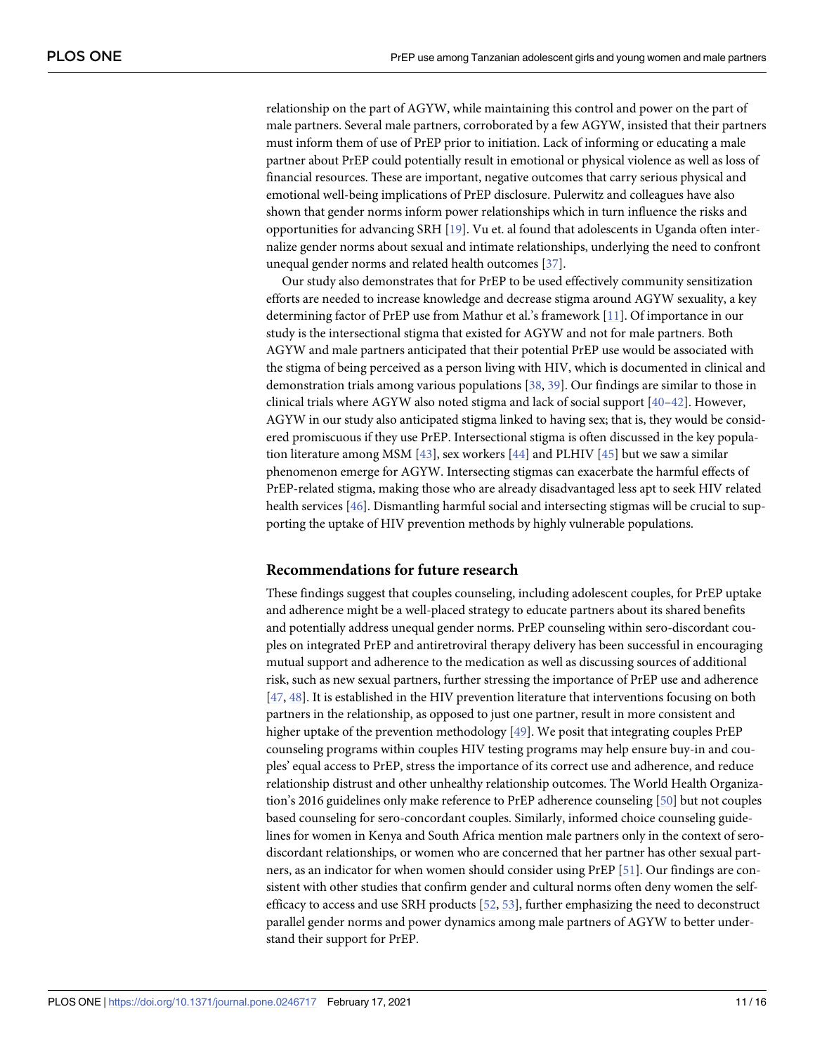relationship on the part of AGYW, while maintaining this control and power on the part of male partners. Several male partners, corroborated by a few AGYW, insisted that their partners must inform them of use of PrEP prior to initiation. Lack of informing or educating a male partner about PrEP could potentially result in emotional or physical violence as well as loss of financial resources. These are important, negative outcomes that carry serious physical and emotional well-being implications of PrEP disclosure. Pulerwitz and colleagues have also shown that gender norms inform power relationships which in turn influence the risks and opportunities for advancing SRH [19]. Vu et. al found that adolescents in Uganda often internalize gender norms about sexual and intimate relationships, underlying the need to confront unequal gender norms and related health outcomes [37].

Our study also demonstrates that for PrEP to be used effectively community sensitization efforts are needed to increase knowledge and decrease stigma around AGYW sexuality, a key determining factor of PrEP use from Mathur et al.'s framework [11]. Of importance in our study is the intersectional stigma that existed for AGYW and not for male partners. Both AGYW and male partners anticipated that their potential PrEP use would be associated with the stigma of being perceived as a person living with HIV, which is documented in clinical and demonstration trials among various populations [38, 39]. Our findings are similar to those in clinical trials where AGYW also noted stigma and lack of social support [40–42]. However, AGYW in our study also anticipated stigma linked to having sex; that is, they would be considered promiscuous if they use PrEP. Intersectional stigma is often discussed in the key population literature among MSM [43], sex workers [44] and PLHIV [45] but we saw a similar phenomenon emerge for AGYW. Intersecting stigmas can exacerbate the harmful effects of PrEP-related stigma, making those who are already disadvantaged less apt to seek HIV related health services [46]. Dismantling harmful social and intersecting stigmas will be crucial to supporting the uptake of HIV prevention methods by highly vulnerable populations.

## Recommendations for future research

These findings suggest that couples counseling, including adolescent couples, for PrEP uptake and adherence might be a well-placed strategy to educate partners about its shared benefits and potentially address unequal gender norms. PrEP counseling within sero-discordant couples on integrated PrEP and antiretroviral therapy delivery has been successful in encouraging mutual support and adherence to the medication as well as discussing sources of additional risk, such as new sexual partners, further stressing the importance of PrEP use and adherence [47, 48]. It is established in the HIV prevention literature that interventions focusing on both partners in the relationship, as opposed to just one partner, result in more consistent and higher uptake of the prevention methodology [49]. We posit that integrating couples PrEP counseling programs within couples HIV testing programs may help ensure buy-in and couples' equal access to PrEP, stress the importance of its correct use and adherence, and reduce relationship distrust and other unhealthy relationship outcomes. The World Health Organization's 2016 guidelines only make reference to PrEP adherence counseling [50] but not couples based counseling for sero-concordant couples. Similarly, informed choice counseling guidelines for women in Kenya and South Africa mention male partners only in the context of sero-discordant relationships, or women who are concerned that her partner has other sexual partners, as an indicator for when women should consider using PrEP [51]. Our findings are consistent with other studies that confirm gender and cultural norms often deny women the self-efficacy to access and use SRH products [52, 53], further emphasizing the need to deconstruct parallel gender norms and power dynamics among male partners of AGYW to better understand their support for PrEP.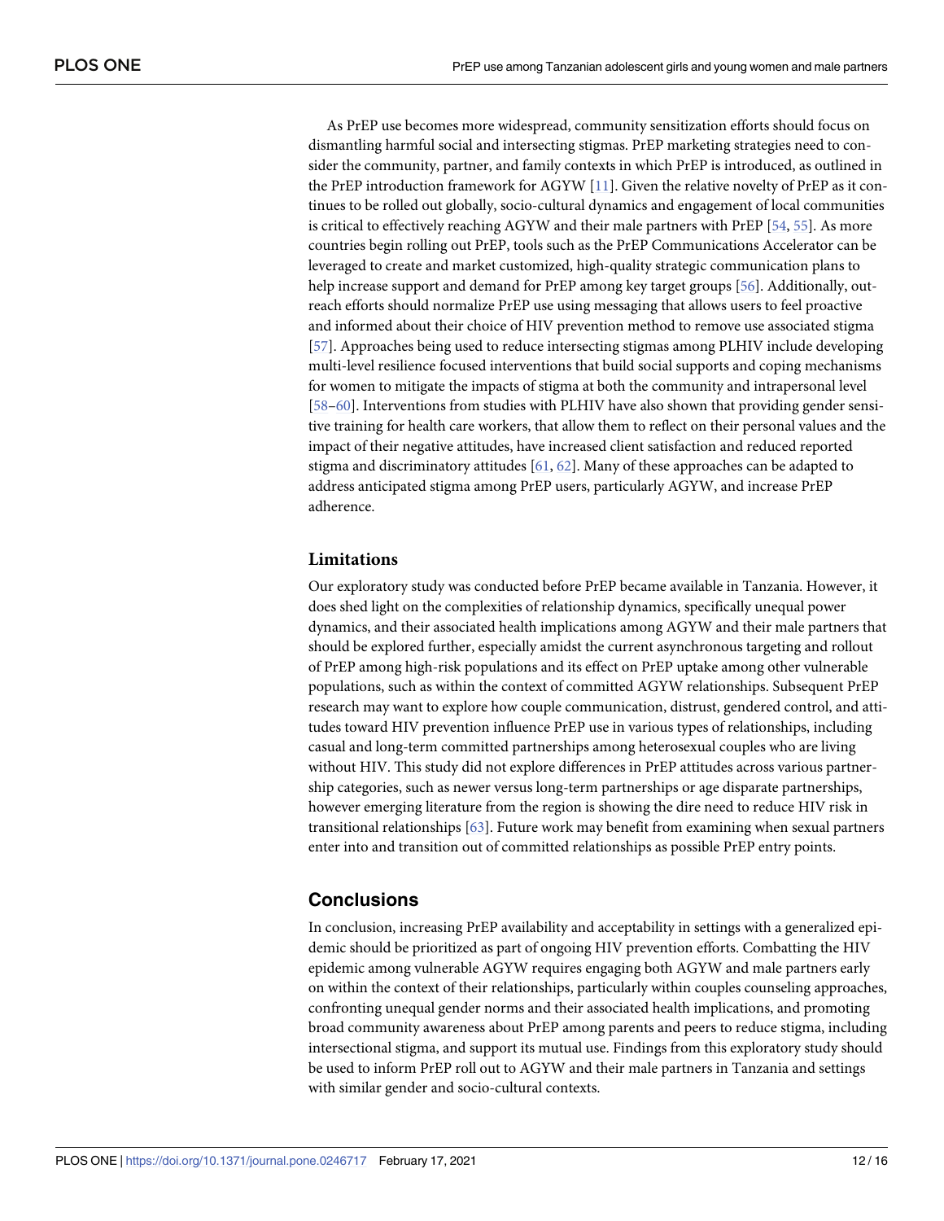As PrEP use becomes more widespread, community sensitization efforts should focus on dismantling harmful social and intersecting stigmas. PrEP marketing strategies need to consider the community, partner, and family contexts in which PrEP is introduced, as outlined in the PrEP introduction framework for AGYW [11]. Given the relative novelty of PrEP as it continues to be rolled out globally, socio-cultural dynamics and engagement of local communities is critical to effectively reaching AGYW and their male partners with PrEP [54, 55]. As more countries begin rolling out PrEP, tools such as the PrEP Communications Accelerator can be leveraged to create and market customized, high-quality strategic communication plans to help increase support and demand for PrEP among key target groups [56]. Additionally, outreach efforts should normalize PrEP use using messaging that allows users to feel proactive and informed about their choice of HIV prevention method to remove use associated stigma [57]. Approaches being used to reduce intersecting stigmas among PLHIV include developing multi-level resilience focused interventions that build social supports and coping mechanisms for women to mitigate the impacts of stigma at both the community and intrapersonal level [58–60]. Interventions from studies with PLHIV have also shown that providing gender sensitive training for health care workers, that allow them to reflect on their personal values and the impact of their negative attitudes, have increased client satisfaction and reduced reported stigma and discriminatory attitudes [61, 62]. Many of these approaches can be adapted to address anticipated stigma among PrEP users, particularly AGYW, and increase PrEP adherence.

### Limitations

Our exploratory study was conducted before PrEP became available in Tanzania. However, it does shed light on the complexities of relationship dynamics, specifically unequal power dynamics, and their associated health implications among AGYW and their male partners that should be explored further, especially amidst the current asynchronous targeting and rollout of PrEP among high-risk populations and its effect on PrEP uptake among other vulnerable populations, such as within the context of committed AGYW relationships. Subsequent PrEP research may want to explore how couple communication, distrust, gendered control, and attitudes toward HIV prevention influence PrEP use in various types of relationships, including casual and long-term committed partnerships among heterosexual couples who are living without HIV. This study did not explore differences in PrEP attitudes across various partnership categories, such as newer versus long-term partnerships or age disparate partnerships, however emerging literature from the region is showing the dire need to reduce HIV risk in transitional relationships [63]. Future work may benefit from examining when sexual partners enter into and transition out of committed relationships as possible PrEP entry points.

## Conclusions

In conclusion, increasing PrEP availability and acceptability in settings with a generalized epidemic should be prioritized as part of ongoing HIV prevention efforts. Combatting the HIV epidemic among vulnerable AGYW requires engaging both AGYW and male partners early on within the context of their relationships, particularly within couples counseling approaches, confronting unequal gender norms and their associated health implications, and promoting broad community awareness about PrEP among parents and peers to reduce stigma, including intersectional stigma, and support its mutual use. Findings from this exploratory study should be used to inform PrEP roll out to AGYW and their male partners in Tanzania and settings with similar gender and socio-cultural contexts.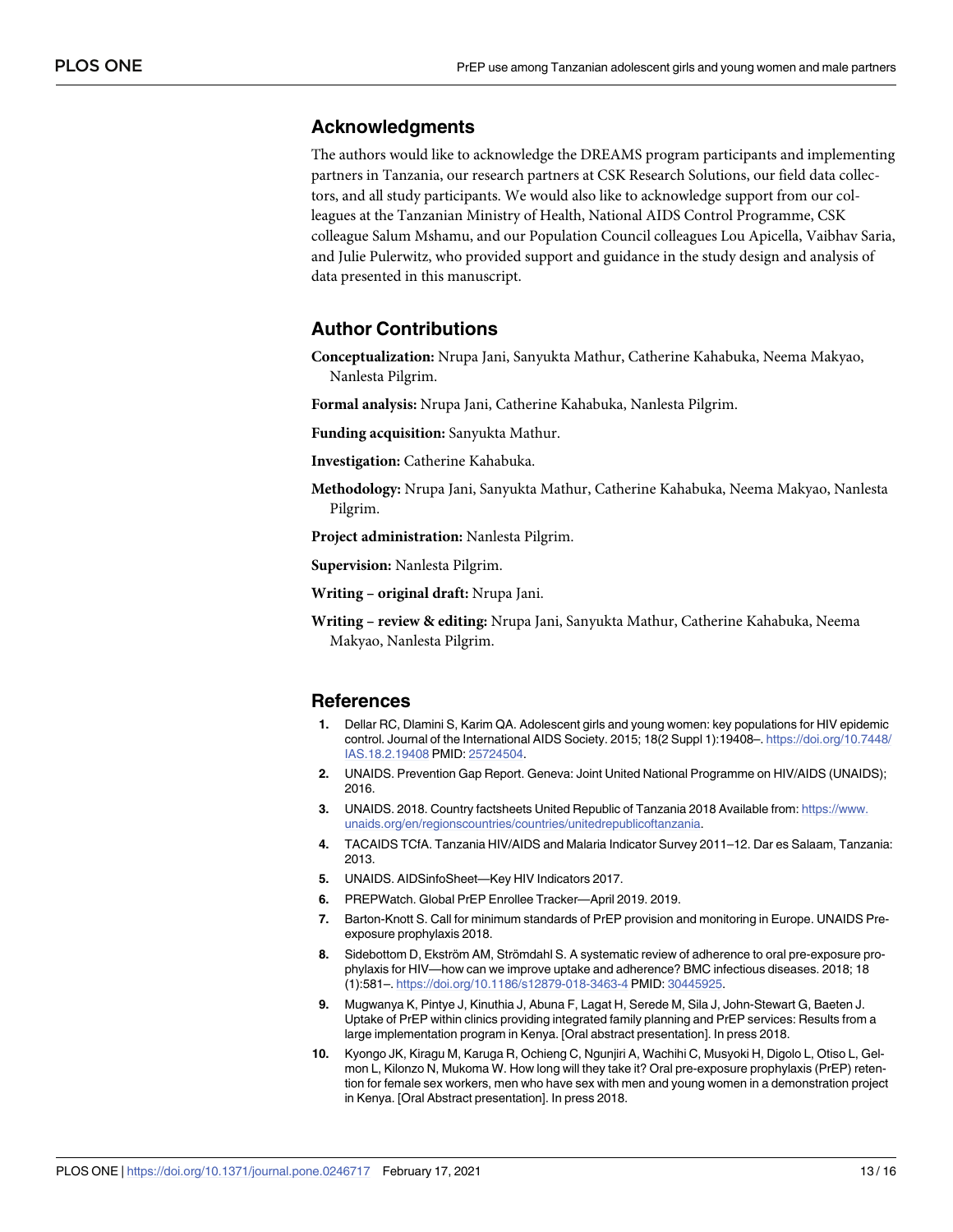## Acknowledgments

The authors would like to acknowledge the DREAMS program participants and implementing partners in Tanzania, our research partners at CSK Research Solutions, our field data collectors, and all study participants. We would also like to acknowledge support from our colleagues at the Tanzanian Ministry of Health, National AIDS Control Programme, CSK colleague Salum Mshamu, and our Population Council colleagues Lou Apicella, Vaibhav Saria, and Julie Pulerwitz, who provided support and guidance in the study design and analysis of data presented in this manuscript.

## Author Contributions

**Conceptualization:** Nrupa Jani, Sanyukta Mathur, Catherine Kahabuka, Neema Makyao, Nanlesta Pilgrim.

**Formal analysis:** Nrupa Jani, Catherine Kahabuka, Nanlesta Pilgrim.

**Funding acquisition:** Sanyukta Mathur.

**Investigation:** Catherine Kahabuka.

**Methodology:** Nrupa Jani, Sanyukta Mathur, Catherine Kahabuka, Neema Makyao, Nanlesta Pilgrim.

**Project administration:** Nanlesta Pilgrim.

**Supervision:** Nanlesta Pilgrim.

**Writing – original draft:** Nrupa Jani.

**Writing – review & editing:** Nrupa Jani, Sanyukta Mathur, Catherine Kahabuka, Neema Makyao, Nanlesta Pilgrim.

## References

1. Dellar RC, Dlamini S, Karim QA. Adolescent girls and young women: key populations for HIV epidemic control. Journal of the International AIDS Society. 2015; 18(2 Suppl 1):19408–. https://doi.org/10.7448/IAS.18.2.19408 PMID: 25724504.
2. UNAIDS. Prevention Gap Report. Geneva: Joint United National Programme on HIV/AIDS (UNAIDS); 2016.
3. UNAIDS. 2018. Country factsheets United Republic of Tanzania 2018 Available from: https://www.unaids.org/en/regionscountries/countries/unitedrepublicoftanzania.
4. TACAIDS TCfA. Tanzania HIV/AIDS and Malaria Indicator Survey 2011–12. Dar es Salaam, Tanzania: 2013.
5. UNAIDS. AIDSinfoSheet—Key HIV Indicators 2017.
6. PREPWatch. Global PrEP Enrollee Tracker—April 2019. 2019.
7. Barton-Knott S. Call for minimum standards of PrEP provision and monitoring in Europe. UNAIDS Pre-exposure prophylaxis 2018.
8. Sidebottom D, Ekström AM, Strömdahl S. A systematic review of adherence to oral pre-exposure prophylaxis for HIV—how can we improve uptake and adherence? BMC infectious diseases. 2018; 18 (1):581–. https://doi.org/10.1186/s12879-018-3463-4 PMID: 30445925.
9. Mugwanya K, Pintye J, Kinuthia J, Abuna F, Lagat H, Serede M, Sila J, John-Stewart G, Baeten J. Uptake of PrEP within clinics providing integrated family planning and PrEP services: Results from a large implementation program in Kenya. [Oral abstract presentation]. In press 2018.
10. Kyongo JK, Kiragu M, Karuga R, Ochieng C, Ngunjiri A, Wachihi C, Musyoki H, Digolo L, Otiso L, Gelmon L, Kilonzo N, Mukoma W. How long will they take it? Oral pre-exposure prophylaxis (PrEP) retention for female sex workers, men who have sex with men and young women in a demonstration project in Kenya. [Oral Abstract presentation]. In press 2018.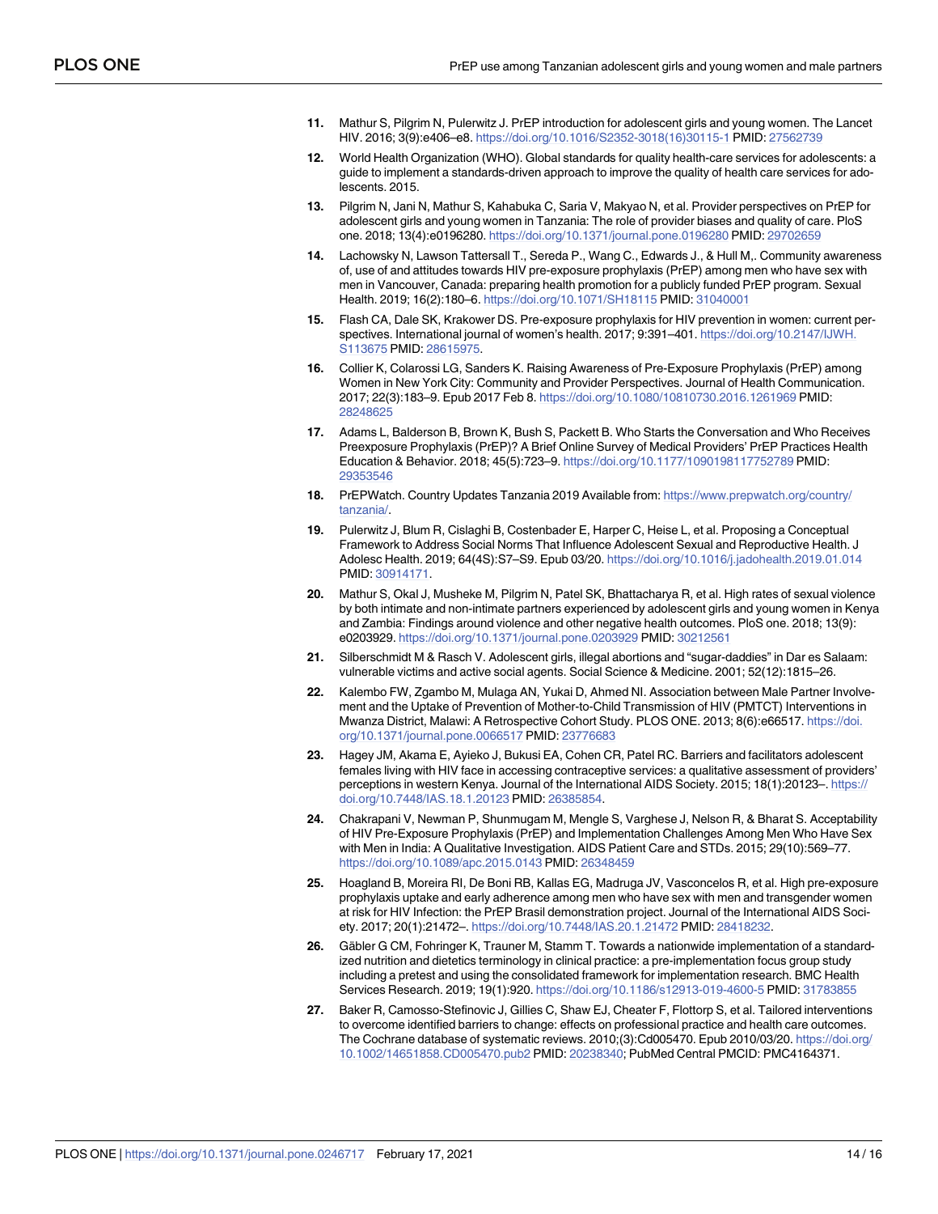11. Mathur S, Pilgrim N, Pulerwitz J. PrEP introduction for adolescent girls and young women. The Lancet HIV. 2016; 3(9):e406–e8. https://doi.org/10.1016/S2352-3018(16)30115-1 PMID: 27562739

12. World Health Organization (WHO). Global standards for quality health-care services for adolescents: a guide to implement a standards-driven approach to improve the quality of health care services for adolescents. 2015.

13. Pilgrim N, Jani N, Mathur S, Kahabuka C, Saria V, Makyao N, et al. Provider perspectives on PrEP for adolescent girls and young women in Tanzania: The role of provider biases and quality of care. PloS one. 2018; 13(4):e0196280. https://doi.org/10.1371/journal.pone.0196280 PMID: 29702659

14. Lachowsky N, Lawson Tattersall T., Sereda P., Wang C., Edwards J., & Hull M,. Community awareness of, use of and attitudes towards HIV pre-exposure prophylaxis (PrEP) among men who have sex with men in Vancouver, Canada: preparing health promotion for a publicly funded PrEP program. Sexual Health. 2019; 16(2):180–6. https://doi.org/10.1071/SH18115 PMID: 31040001

15. Flash CA, Dale SK, Krakower DS. Pre-exposure prophylaxis for HIV prevention in women: current perspectives. International journal of women's health. 2017; 9:391–401. https://doi.org/10.2147/IJWH.S113675 PMID: 28615975.

16. Collier K, Colarossi LG, Sanders K. Raising Awareness of Pre-Exposure Prophylaxis (PrEP) among Women in New York City: Community and Provider Perspectives. Journal of Health Communication. 2017; 22(3):183–9. Epub 2017 Feb 8. https://doi.org/10.1080/10810730.2016.1261969 PMID: 28248625

17. Adams L, Balderson B, Brown K, Bush S, Packett B. Who Starts the Conversation and Who Receives Preexposure Prophylaxis (PrEP)? A Brief Online Survey of Medical Providers' PrEP Practices Health Education & Behavior. 2018; 45(5):723–9. https://doi.org/10.1177/1090198117752789 PMID: 29353546

18. PrEPWatch. Country Updates Tanzania 2019 Available from: https://www.prepwatch.org/country/tanzania/.

19. Pulerwitz J, Blum R, Cislaghi B, Costenbader E, Harper C, Heise L, et al. Proposing a Conceptual Framework to Address Social Norms That Influence Adolescent Sexual and Reproductive Health. J Adolesc Health. 2019; 64(4S):S7–S9. Epub 03/20. https://doi.org/10.1016/j.jadohealth.2019.01.014 PMID: 30914171.

20. Mathur S, Okal J, Musheke M, Pilgrim N, Patel SK, Bhattacharya R, et al. High rates of sexual violence by both intimate and non-intimate partners experienced by adolescent girls and young women in Kenya and Zambia: Findings around violence and other negative health outcomes. PloS one. 2018; 13(9): e0203929. https://doi.org/10.1371/journal.pone.0203929 PMID: 30212561

21. Silberschmidt M & Rasch V. Adolescent girls, illegal abortions and "sugar-daddies" in Dar es Salaam: vulnerable victims and active social agents. Social Science & Medicine. 2001; 52(12):1815–26.

22. Kalembo FW, Zgambo M, Mulaga AN, Yukai D, Ahmed NI. Association between Male Partner Involvement and the Uptake of Prevention of Mother-to-Child Transmission of HIV (PMTCT) Interventions in Mwanza District, Malawi: A Retrospective Cohort Study. PLOS ONE. 2013; 8(6):e66517. https://doi.org/10.1371/journal.pone.0066517 PMID: 23776683

23. Hagey JM, Akama E, Ayieko J, Bukusi EA, Cohen CR, Patel RC. Barriers and facilitators adolescent females living with HIV face in accessing contraceptive services: a qualitative assessment of providers' perceptions in western Kenya. Journal of the International AIDS Society. 2015; 18(1):20123–. https://doi.org/10.7448/IAS.18.1.20123 PMID: 26385854.

24. Chakrapani V, Newman P, Shunmugam M, Mengle S, Varghese J, Nelson R, & Bharat S. Acceptability of HIV Pre-Exposure Prophylaxis (PrEP) and Implementation Challenges Among Men Who Have Sex with Men in India: A Qualitative Investigation. AIDS Patient Care and STDs. 2015; 29(10):569–77. https://doi.org/10.1089/apc.2015.0143 PMID: 26348459

25. Hoagland B, Moreira RI, De Boni RB, Kallas EG, Madruga JV, Vasconcelos R, et al. High pre-exposure prophylaxis uptake and early adherence among men who have sex with men and transgender women at risk for HIV Infection: the PrEP Brasil demonstration project. Journal of the International AIDS Society. 2017; 20(1):21472–. https://doi.org/10.7448/IAS.20.1.21472 PMID: 28418232.

26. Gäbler G CM, Fohringer K, Trauner M, Stamm T. Towards a nationwide implementation of a standardized nutrition and dietetics terminology in clinical practice: a pre-implementation focus group study including a pretest and using the consolidated framework for implementation research. BMC Health Services Research. 2019; 19(1):920. https://doi.org/10.1186/s12913-019-4600-5 PMID: 31783855

27. Baker R, Camosso-Stefinovic J, Gillies C, Shaw EJ, Cheater F, Flottorp S, et al. Tailored interventions to overcome identified barriers to change: effects on professional practice and health care outcomes. The Cochrane database of systematic reviews. 2010;(3):Cd005470. Epub 2010/03/20. https://doi.org/10.1002/14651858.CD005470.pub2 PMID: 20238340; PubMed Central PMCID: PMC4164371.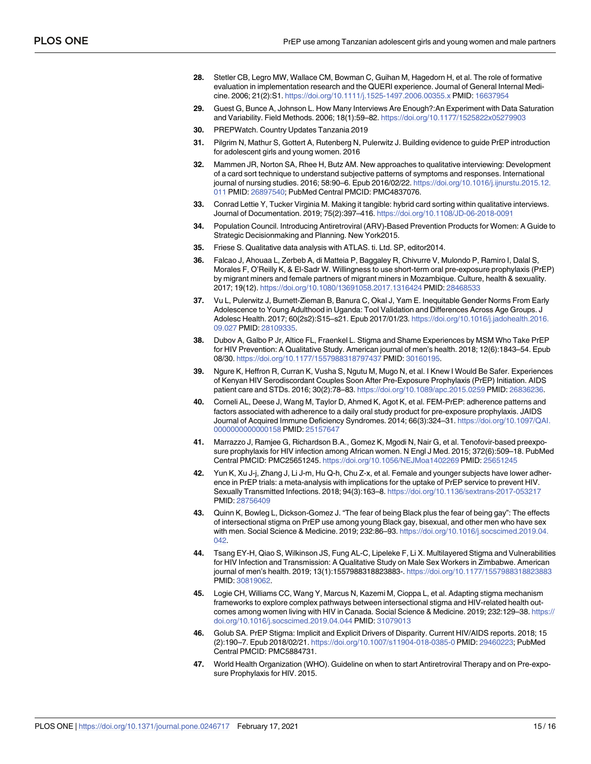28. Stetler CB, Legro MW, Wallace CM, Bowman C, Guihan M, Hagedorn H, et al. The role of formative evaluation in implementation research and the QUERI experience. Journal of General Internal Medicine. 2006; 21(2):S1. https://doi.org/10.1111/j.1525-1497.2006.00355.x PMID: 16637954

29. Guest G, Bunce A, Johnson L. How Many Interviews Are Enough?:An Experiment with Data Saturation and Variability. Field Methods. 2006; 18(1):59–82. https://doi.org/10.1177/1525822x05279903

30. PREPWatch. Country Updates Tanzania 2019

31. Pilgrim N, Mathur S, Gottert A, Rutenberg N, Pulerwitz J. Building evidence to guide PrEP introduction for adolescent girls and young women. 2016

32. Mammen JR, Norton SA, Rhee H, Butz AM. New approaches to qualitative interviewing: Development of a card sort technique to understand subjective patterns of symptoms and responses. International journal of nursing studies. 2016; 58:90–6. Epub 2016/02/22. https://doi.org/10.1016/j.ijnurstu.2015.12.011 PMID: 26897540; PubMed Central PMCID: PMC4837076.

33. Conrad Lettie Y, Tucker Virginia M. Making it tangible: hybrid card sorting within qualitative interviews. Journal of Documentation. 2019; 75(2):397–416. https://doi.org/10.1108/JD-06-2018-0091

34. Population Council. Introducing Antiretroviral (ARV)-Based Prevention Products for Women: A Guide to Strategic Decisionmaking and Planning. New York2015.

35. Friese S. Qualitative data analysis with ATLAS. ti. Ltd. SP, editor2014.

36. Falcao J, Ahouaa L, Zerbeb A, di Matteia P, Baggaley R, Chivurre V, Mulondo P, Ramiro I, Dalal S, Morales F, O'Reilly K, & El-Sadr W. Willingness to use short-term oral pre-exposure prophylaxis (PrEP) by migrant miners and female partners of migrant miners in Mozambique. Culture, health & sexuality. 2017; 19(12). https://doi.org/10.1080/13691058.2017.1316424 PMID: 28468533

37. Vu L, Pulerwitz J, Burnett-Zieman B, Banura C, Okal J, Yam E. Inequitable Gender Norms From Early Adolescence to Young Adulthood in Uganda: Tool Validation and Differences Across Age Groups. J Adolesc Health. 2017; 60(2s2):S15–s21. Epub 2017/01/23. https://doi.org/10.1016/j.jadohealth.2016.09.027 PMID: 28109335.

38. Dubov A, Galbo P Jr, Altice FL, Fraenkel L. Stigma and Shame Experiences by MSM Who Take PrEP for HIV Prevention: A Qualitative Study. American journal of men's health. 2018; 12(6):1843–54. Epub 08/30. https://doi.org/10.1177/1557988318797437 PMID: 30160195.

39. Ngure K, Heffron R, Curran K, Vusha S, Ngutu M, Mugo N, et al. I Knew I Would Be Safer. Experiences of Kenyan HIV Serodiscordant Couples Soon After Pre-Exposure Prophylaxis (PrEP) Initiation. AIDS patient care and STDs. 2016; 30(2):78–83. https://doi.org/10.1089/apc.2015.0259 PMID: 26836236.

40. Corneli AL, Deese J, Wang M, Taylor D, Ahmed K, Agot K, et al. FEM-PrEP: adherence patterns and factors associated with adherence to a daily oral study product for pre-exposure prophylaxis. JAIDS Journal of Acquired Immune Deficiency Syndromes. 2014; 66(3):324–31. https://doi.org/10.1097/QAI.0000000000000158 PMID: 25157647

41. Marrazzo J, Ramjee G, Richardson B.A., Gomez K, Mgodi N, Nair G, et al. Tenofovir-based preexposure prophylaxis for HIV infection among African women. N Engl J Med. 2015; 372(6):509–18. PubMed Central PMCID: PMC25651245. https://doi.org/10.1056/NEJMoa1402269 PMID: 25651245

42. Yun K, Xu J-j, Zhang J, Li J-m, Hu Q-h, Chu Z-x, et al. Female and younger subjects have lower adherence in PrEP trials: a meta-analysis with implications for the uptake of PrEP service to prevent HIV. Sexually Transmitted Infections. 2018; 94(3):163–8. https://doi.org/10.1136/sextrans-2017-053217 PMID: 28756409

43. Quinn K, Bowleg L, Dickson-Gomez J. "The fear of being Black plus the fear of being gay": The effects of intersectional stigma on PrEP use among young Black gay, bisexual, and other men who have sex with men. Social Science & Medicine. 2019; 232:86–93. https://doi.org/10.1016/j.socscimed.2019.04.042.

44. Tsang EY-H, Qiao S, Wilkinson JS, Fung AL-C, Lipeleke F, Li X. Multilayered Stigma and Vulnerabilities for HIV Infection and Transmission: A Qualitative Study on Male Sex Workers in Zimbabwe. American journal of men's health. 2019; 13(1):1557988318823883-. https://doi.org/10.1177/1557988318823883 PMID: 30819062.

45. Logie CH, Williams CC, Wang Y, Marcus N, Kazemi M, Cioppa L, et al. Adapting stigma mechanism frameworks to explore complex pathways between intersectional stigma and HIV-related health outcomes among women living with HIV in Canada. Social Science & Medicine. 2019; 232:129–38. https://doi.org/10.1016/j.socscimed.2019.04.044 PMID: 31079013

46. Golub SA. PrEP Stigma: Implicit and Explicit Drivers of Disparity. Current HIV/AIDS reports. 2018; 15(2):190–7. Epub 2018/02/21. https://doi.org/10.1007/s11904-018-0385-0 PMID: 29460223; PubMed Central PMCID: PMC5884731.

47. World Health Organization (WHO). Guideline on when to start Antiretroviral Therapy and on Pre-exposure Prophylaxis for HIV. 2015.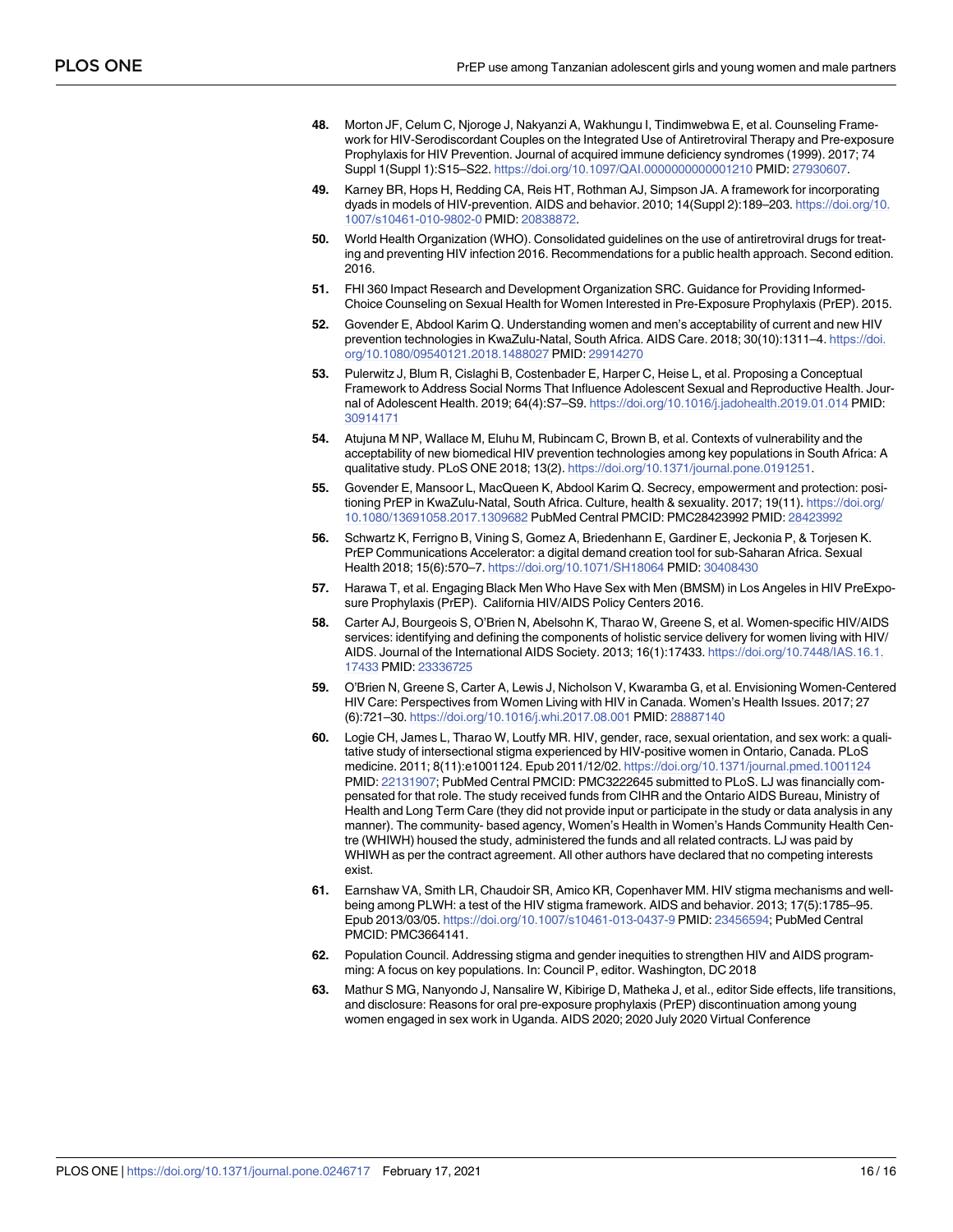48. Morton JF, Celum C, Njoroge J, Nakyanzi A, Wakhungu I, Tindimwebwa E, et al. Counseling Framework for HIV-Serodiscordant Couples on the Integrated Use of Antiretroviral Therapy and Pre-exposure Prophylaxis for HIV Prevention. Journal of acquired immune deficiency syndromes (1999). 2017; 74 Suppl 1(Suppl 1):S15–S22. https://doi.org/10.1097/QAI.0000000000001210 PMID: 27930607.

49. Karney BR, Hops H, Redding CA, Reis HT, Rothman AJ, Simpson JA. A framework for incorporating dyads in models of HIV-prevention. AIDS and behavior. 2010; 14(Suppl 2):189–203. https://doi.org/10.1007/s10461-010-9802-0 PMID: 20838872.

50. World Health Organization (WHO). Consolidated guidelines on the use of antiretroviral drugs for treating and preventing HIV infection 2016. Recommendations for a public health approach. Second edition. 2016.

51. FHI 360 Impact Research and Development Organization SRC. Guidance for Providing Informed-Choice Counseling on Sexual Health for Women Interested in Pre-Exposure Prophylaxis (PrEP). 2015.

52. Govender E, Abdool Karim Q. Understanding women and men's acceptability of current and new HIV prevention technologies in KwaZulu-Natal, South Africa. AIDS Care. 2018; 30(10):1311–4. https://doi.org/10.1080/09540121.2018.1488027 PMID: 29914270

53. Pulerwitz J, Blum R, Cislaghi B, Costenbader E, Harper C, Heise L, et al. Proposing a Conceptual Framework to Address Social Norms That Influence Adolescent Sexual and Reproductive Health. Journal of Adolescent Health. 2019; 64(4):S7–S9. https://doi.org/10.1016/j.jadohealth.2019.01.014 PMID: 30914171

54. Atujuna M NP, Wallace M, Eluhu M, Rubincam C, Brown B, et al. Contexts of vulnerability and the acceptability of new biomedical HIV prevention technologies among key populations in South Africa: A qualitative study. PLoS ONE 2018; 13(2). https://doi.org/10.1371/journal.pone.0191251.

55. Govender E, Mansoor L, MacQueen K, Abdool Karim Q. Secrecy, empowerment and protection: positioning PrEP in KwaZulu-Natal, South Africa. Culture, health & sexuality. 2017; 19(11). https://doi.org/10.1080/13691058.2017.1309682 PubMed Central PMCID: PMC28423992 PMID: 28423992

56. Schwartz K, Ferrigno B, Vining S, Gomez A, Briedenhann E, Gardiner E, Jeckonia P, & Torjesen K. PrEP Communications Accelerator: a digital demand creation tool for sub-Saharan Africa. Sexual Health 2018; 15(6):570–7. https://doi.org/10.1071/SH18064 PMID: 30408430

57. Harawa T, et al. Engaging Black Men Who Have Sex with Men (BMSM) in Los Angeles in HIV PreExposure Prophylaxis (PrEP). California HIV/AIDS Policy Centers 2016.

58. Carter AJ, Bourgeois S, O'Brien N, Abelsohn K, Tharao W, Greene S, et al. Women-specific HIV/AIDS services: identifying and defining the components of holistic service delivery for women living with HIV/AIDS. Journal of the International AIDS Society. 2013; 16(1):17433. https://doi.org/10.7448/IAS.16.1.17433 PMID: 23336725

59. O'Brien N, Greene S, Carter A, Lewis J, Nicholson V, Kwaramba G, et al. Envisioning Women-Centered HIV Care: Perspectives from Women Living with HIV in Canada. Women's Health Issues. 2017; 27 (6):721–30. https://doi.org/10.1016/j.whi.2017.08.001 PMID: 28887140

60. Logie CH, James L, Tharao W, Loutfy MR. HIV, gender, race, sexual orientation, and sex work: a qualitative study of intersectional stigma experienced by HIV-positive women in Ontario, Canada. PLoS medicine. 2011; 8(11):e1001124. Epub 2011/12/02. https://doi.org/10.1371/journal.pmed.1001124 PMID: 22131907; PubMed Central PMCID: PMC3222645 submitted to PLoS. LJ was financially compensated for that role. The study received funds from CIHR and the Ontario AIDS Bureau, Ministry of Health and Long Term Care (they did not provide input or participate in the study or data analysis in any manner). The community- based agency, Women's Health in Women's Hands Community Health Centre (WHIWH) housed the study, administered the funds and all related contracts. LJ was paid by WHIWH as per the contract agreement. All other authors have declared that no competing interests exist.

61. Earnshaw VA, Smith LR, Chaudoir SR, Amico KR, Copenhaver MM. HIV stigma mechanisms and well-being among PLWH: a test of the HIV stigma framework. AIDS and behavior. 2013; 17(5):1785–95. Epub 2013/03/05. https://doi.org/10.1007/s10461-013-0437-9 PMID: 23456594; PubMed Central PMCID: PMC3664141.

62. Population Council. Addressing stigma and gender inequities to strengthen HIV and AIDS programming: A focus on key populations. In: Council P, editor. Washington, DC 2018

63. Mathur S MG, Nanyondo J, Nansalire W, Kibirige D, Matheka J, et al., editor Side effects, life transitions, and disclosure: Reasons for oral pre-exposure prophylaxis (PrEP) discontinuation among young women engaged in sex work in Uganda. AIDS 2020; 2020 July 2020 Virtual Conference